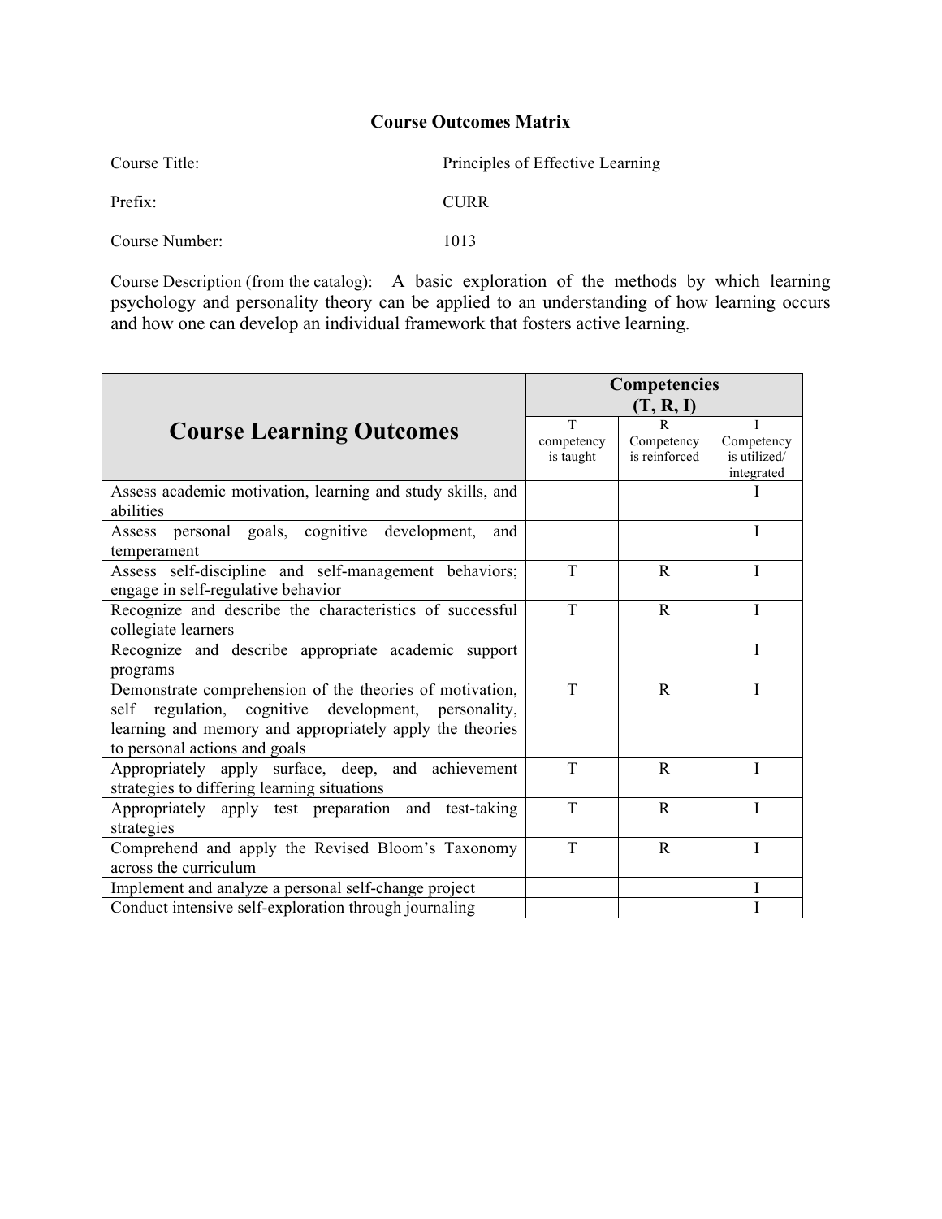# Course Outcomes Matrix

Course Title: Principles of Effective Learning

Prefix: CURR

Course Number: 1013

Course Description (from the catalog): A basic exploration of the methods by which learning psychology and personality theory can be applied to an understanding of how learning occurs and how one can develop an individual framework that fosters active learning.

| Course Learning Outcomes | Competencies (T, R, I) | | |
|---|---|---|---|
| | T competency is taught | R Competency is reinforced | I Competency is utilized/ integrated |
| Assess academic motivation, learning and study skills, and abilities | | | I |
| Assess personal goals, cognitive development, and temperament | | | I |
| Assess self-discipline and self-management behaviors; engage in self-regulative behavior | T | R | I |
| Recognize and describe the characteristics of successful collegiate learners | T | R | I |
| Recognize and describe appropriate academic support programs | | | I |
| Demonstrate comprehension of the theories of motivation, self regulation, cognitive development, personality, learning and memory and appropriately apply the theories to personal actions and goals | T | R | I |
| Appropriately apply surface, deep, and achievement strategies to differing learning situations | T | R | I |
| Appropriately apply test preparation and test-taking strategies | T | R | I |
| Comprehend and apply the Revised Bloom's Taxonomy across the curriculum | T | R | I |
| Implement and analyze a personal self-change project | | | I |
| Conduct intensive self-exploration through journaling | | | I |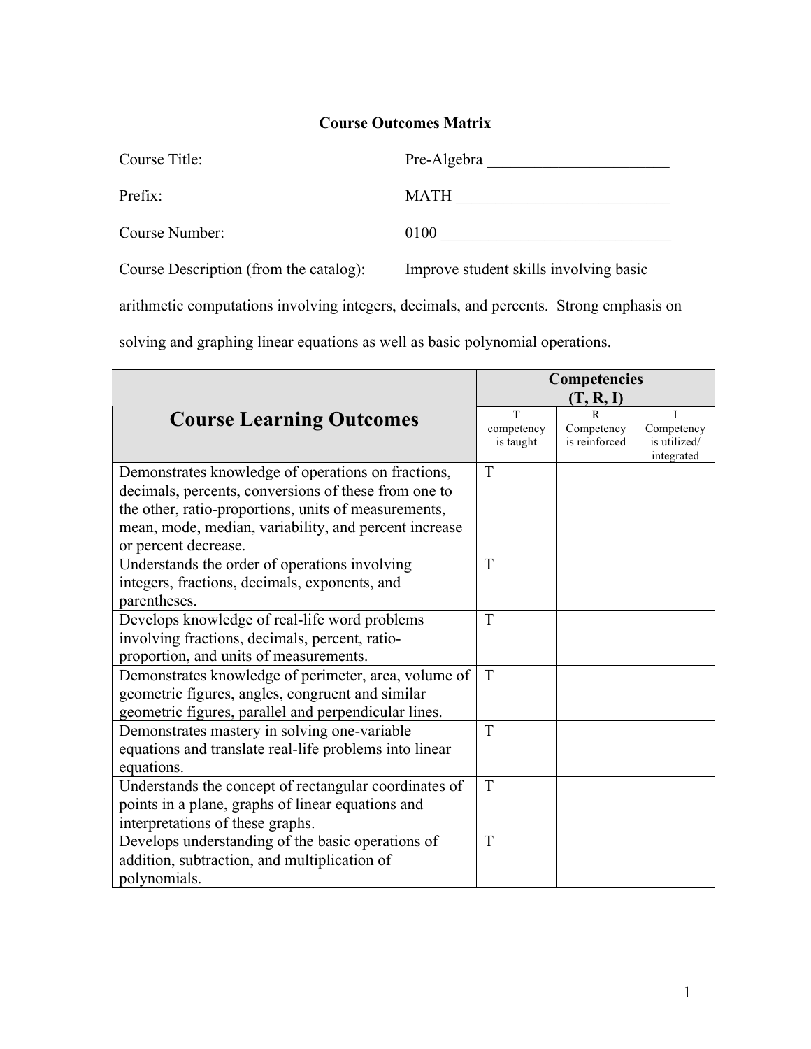**Course Outcomes Matrix**

Course Title: Pre-Algebra ________________________

Prefix: MATH ___________________________

Course Number: 0100 ______________________________

Course Description (from the catalog): Improve student skills involving basic arithmetic computations involving integers, decimals, and percents. Strong emphasis on solving and graphing linear equations as well as basic polynomial operations.

| Course Learning Outcomes | Competencies (T, R, I) | | |
|---|---|---|---|
| | T competency is taught | R Competency is reinforced | I Competency is utilized/ integrated |
| Demonstrates knowledge of operations on fractions, decimals, percents, conversions of these from one to the other, ratio-proportions, units of measurements, mean, mode, median, variability, and percent increase or percent decrease. | T | | |
| Understands the order of operations involving integers, fractions, decimals, exponents, and parentheses. | T | | |
| Develops knowledge of real-life word problems involving fractions, decimals, percent, ratio-proportion, and units of measurements. | T | | |
| Demonstrates knowledge of perimeter, area, volume of geometric figures, angles, congruent and similar geometric figures, parallel and perpendicular lines. | T | | |
| Demonstrates mastery in solving one-variable equations and translate real-life problems into linear equations. | T | | |
| Understands the concept of rectangular coordinates of points in a plane, graphs of linear equations and interpretations of these graphs. | T | | |
| Develops understanding of the basic operations of addition, subtraction, and multiplication of polynomials. | T | | |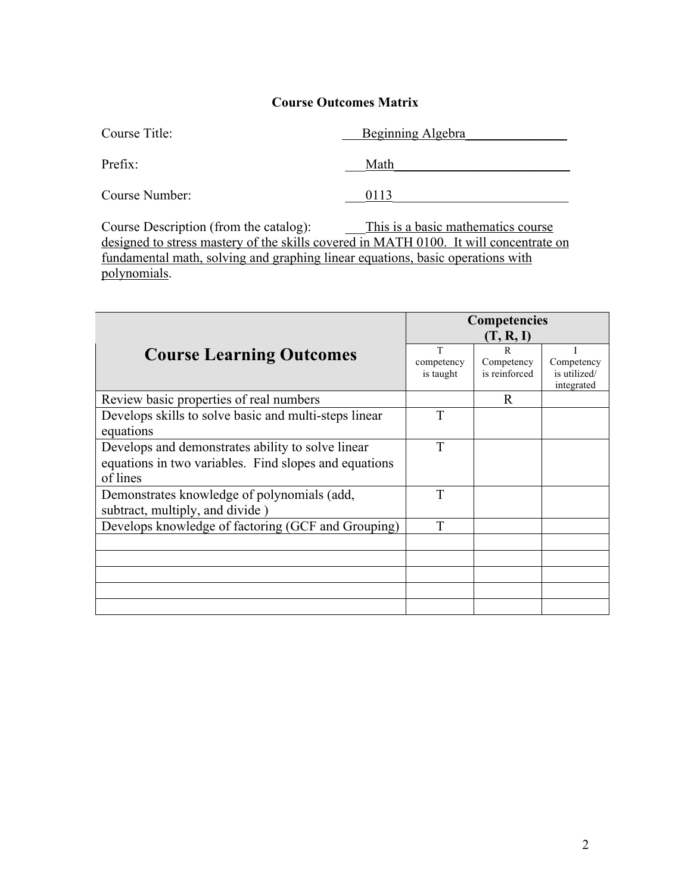## Course Outcomes Matrix

Course Title: Beginning Algebra

Prefix: Math

Course Number: 0113

Course Description (from the catalog): This is a basic mathematics course designed to stress mastery of the skills covered in MATH 0100. It will concentrate on fundamental math, solving and graphing linear equations, basic operations with polynomials.

| Course Learning Outcomes | Competencies (T, R, I) | | |
|---|---|---|---|
| | T competency is taught | R Competency is reinforced | I Competency is utilized/ integrated |
| Review basic properties of real numbers | | R | |
| Develops skills to solve basic and multi-steps linear equations | T | | |
| Develops and demonstrates ability to solve linear equations in two variables. Find slopes and equations of lines | T | | |
| Demonstrates knowledge of polynomials (add, subtract, multiply, and divide ) | T | | |
| Develops knowledge of factoring (GCF and Grouping) | T | | |
| | | | |
| | | | |
| | | | |
| | | | |
| | | | |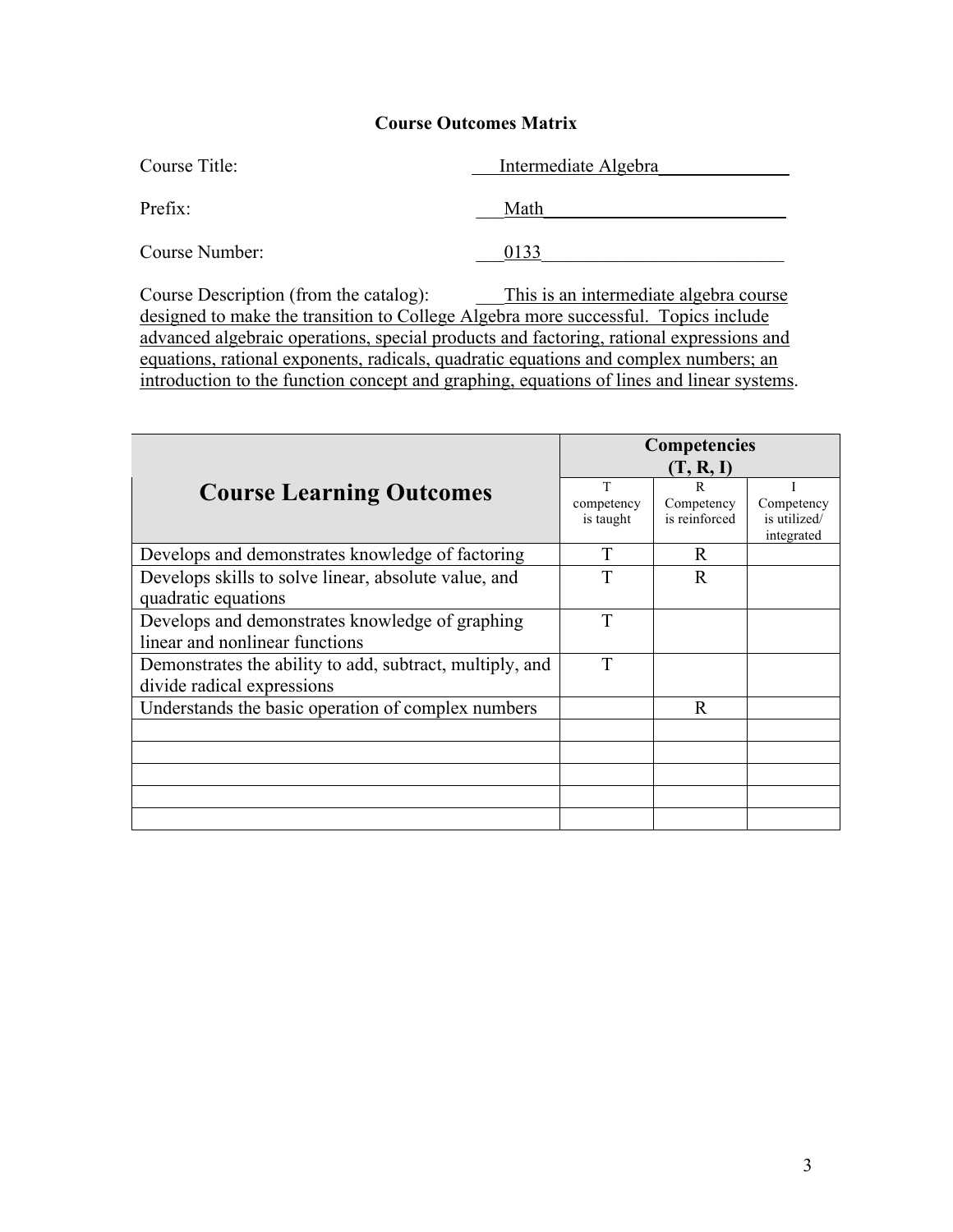**Course Outcomes Matrix**

Course Title: Intermediate Algebra

Prefix: Math

Course Number: 0133

Course Description (from the catalog): This is an intermediate algebra course designed to make the transition to College Algebra more successful. Topics include advanced algebraic operations, special products and factoring, rational expressions and equations, rational exponents, radicals, quadratic equations and complex numbers; an introduction to the function concept and graphing, equations of lines and linear systems.

| Course Learning Outcomes | Competencies (T, R, I) | | |
|---|---|---|---|
| | T competency is taught | R Competency is reinforced | I Competency is utilized/ integrated |
| Develops and demonstrates knowledge of factoring | T | R | |
| Develops skills to solve linear, absolute value, and quadratic equations | T | R | |
| Develops and demonstrates knowledge of graphing linear and nonlinear functions | T | | |
| Demonstrates the ability to add, subtract, multiply, and divide radical expressions | T | | |
| Understands the basic operation of complex numbers | | R | |
| | | | |
| | | | |
| | | | |
| | | | |
| | | | |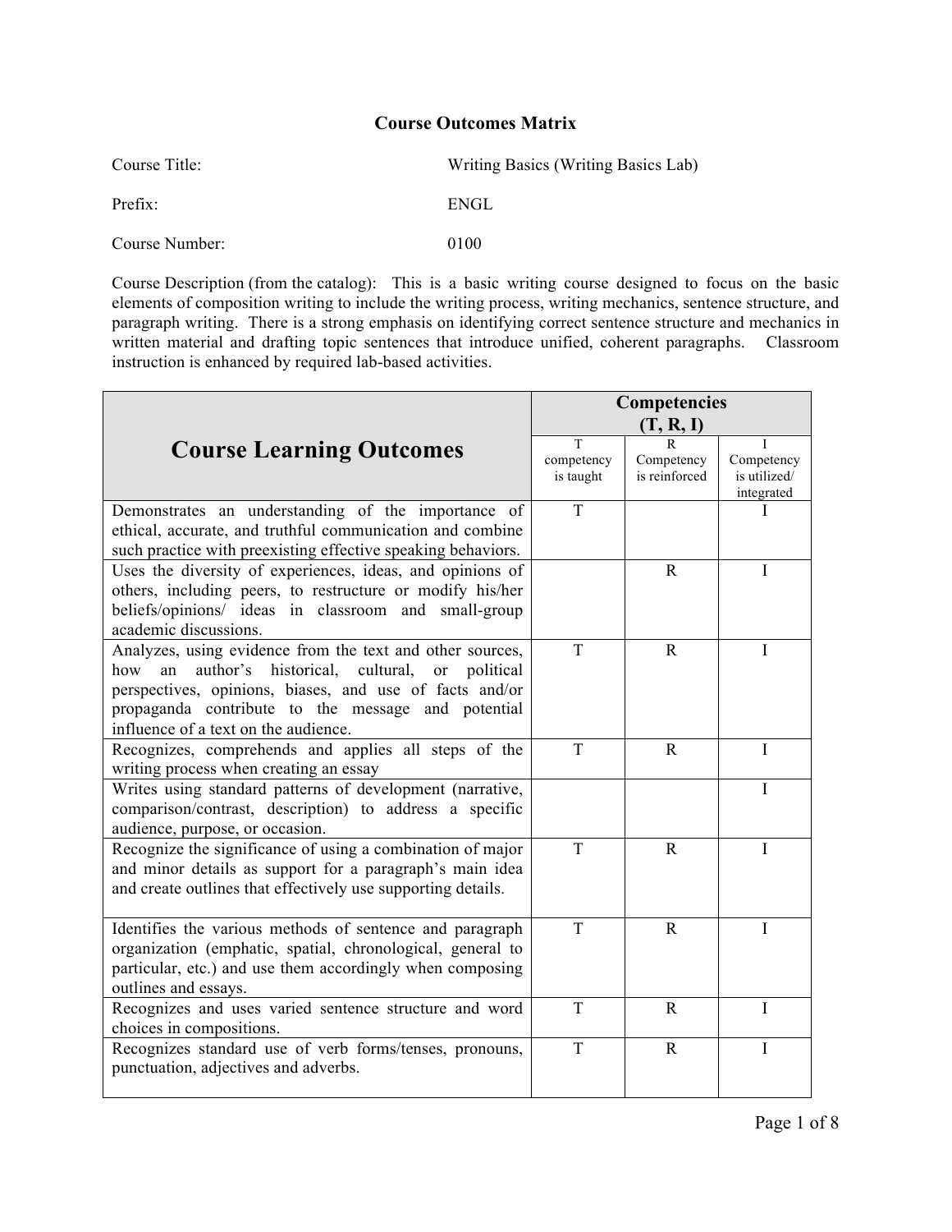## Course Outcomes Matrix

Course Title: Writing Basics (Writing Basics Lab)

Prefix: ENGL

Course Number: 0100

Course Description (from the catalog): This is a basic writing course designed to focus on the basic elements of composition writing to include the writing process, writing mechanics, sentence structure, and paragraph writing. There is a strong emphasis on identifying correct sentence structure and mechanics in written material and drafting topic sentences that introduce unified, coherent paragraphs. Classroom instruction is enhanced by required lab-based activities.

| Course Learning Outcomes | Competencies (T, R, I) | | |
|---|---|---|---|
| | T competency is taught | R Competency is reinforced | I Competency is utilized/ integrated |
| Demonstrates an understanding of the importance of ethical, accurate, and truthful communication and combine such practice with preexisting effective speaking behaviors. | T | | I |
| Uses the diversity of experiences, ideas, and opinions of others, including peers, to restructure or modify his/her beliefs/opinions/ ideas in classroom and small-group academic discussions. | | R | I |
| Analyzes, using evidence from the text and other sources, how an author's historical, cultural, or political perspectives, opinions, biases, and use of facts and/or propaganda contribute to the message and potential influence of a text on the audience. | T | R | I |
| Recognizes, comprehends and applies all steps of the writing process when creating an essay | T | R | I |
| Writes using standard patterns of development (narrative, comparison/contrast, description) to address a specific audience, purpose, or occasion. | | | I |
| Recognize the significance of using a combination of major and minor details as support for a paragraph's main idea and create outlines that effectively use supporting details. | T | R | I |
| Identifies the various methods of sentence and paragraph organization (emphatic, spatial, chronological, general to particular, etc.) and use them accordingly when composing outlines and essays. | T | R | I |
| Recognizes and uses varied sentence structure and word choices in compositions. | T | R | I |
| Recognizes standard use of verb forms/tenses, pronouns, punctuation, adjectives and adverbs. | T | R | I |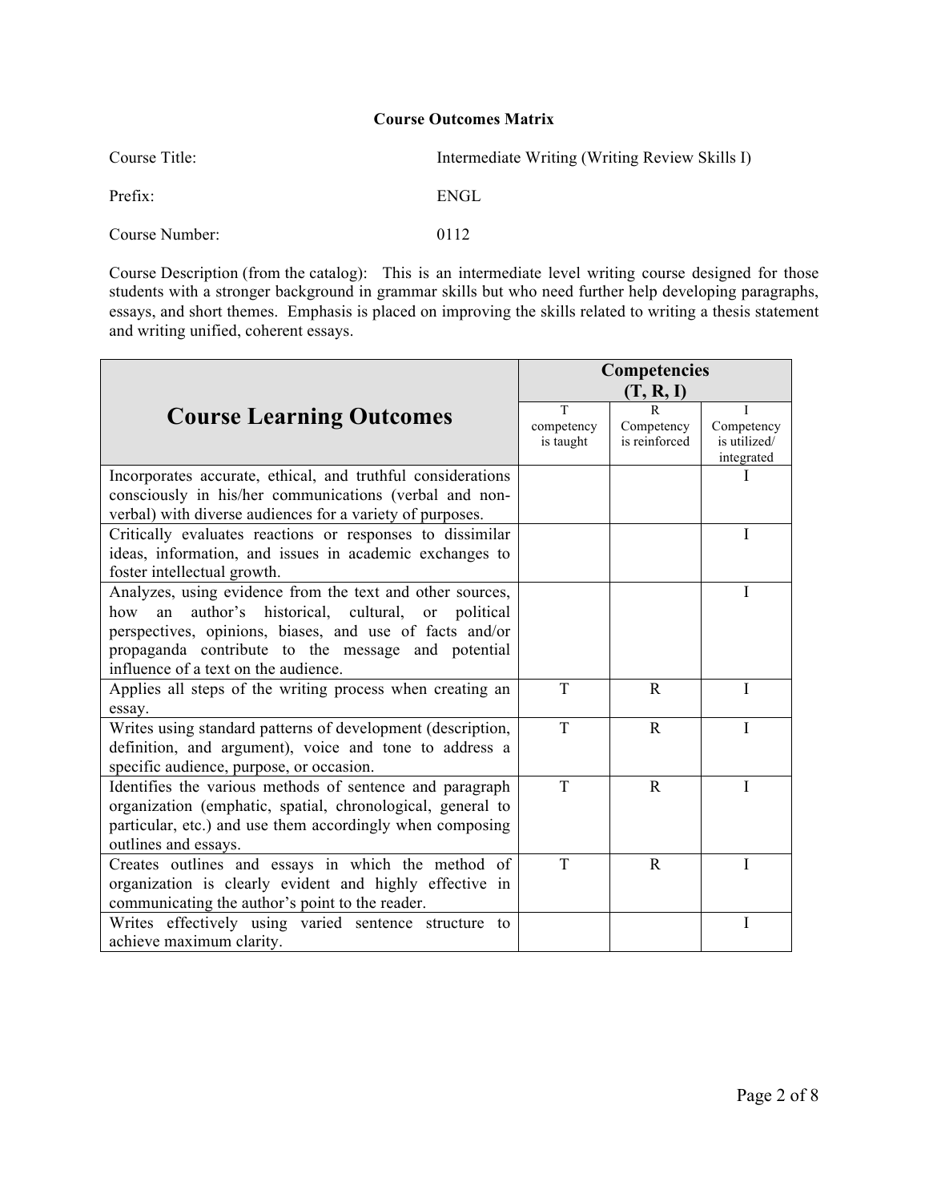**Course Outcomes Matrix**

Course Title: Intermediate Writing (Writing Review Skills I)

Prefix: ENGL

Course Number: 0112

Course Description (from the catalog): This is an intermediate level writing course designed for those students with a stronger background in grammar skills but who need further help developing paragraphs, essays, and short themes. Emphasis is placed on improving the skills related to writing a thesis statement and writing unified, coherent essays.

| Course Learning Outcomes | Competencies (T, R, I) | | |
|---|---|---|---|
| | T competency is taught | R Competency is reinforced | I Competency is utilized/ integrated |
| Incorporates accurate, ethical, and truthful considerations consciously in his/her communications (verbal and non-verbal) with diverse audiences for a variety of purposes. | | | I |
| Critically evaluates reactions or responses to dissimilar ideas, information, and issues in academic exchanges to foster intellectual growth. | | | I |
| Analyzes, using evidence from the text and other sources, how an author's historical, cultural, or political perspectives, opinions, biases, and use of facts and/or propaganda contribute to the message and potential influence of a text on the audience. | | | I |
| Applies all steps of the writing process when creating an essay. | T | R | I |
| Writes using standard patterns of development (description, definition, and argument), voice and tone to address a specific audience, purpose, or occasion. | T | R | I |
| Identifies the various methods of sentence and paragraph organization (emphatic, spatial, chronological, general to particular, etc.) and use them accordingly when composing outlines and essays. | T | R | I |
| Creates outlines and essays in which the method of organization is clearly evident and highly effective in communicating the author's point to the reader. | T | R | I |
| Writes effectively using varied sentence structure to achieve maximum clarity. | | | I |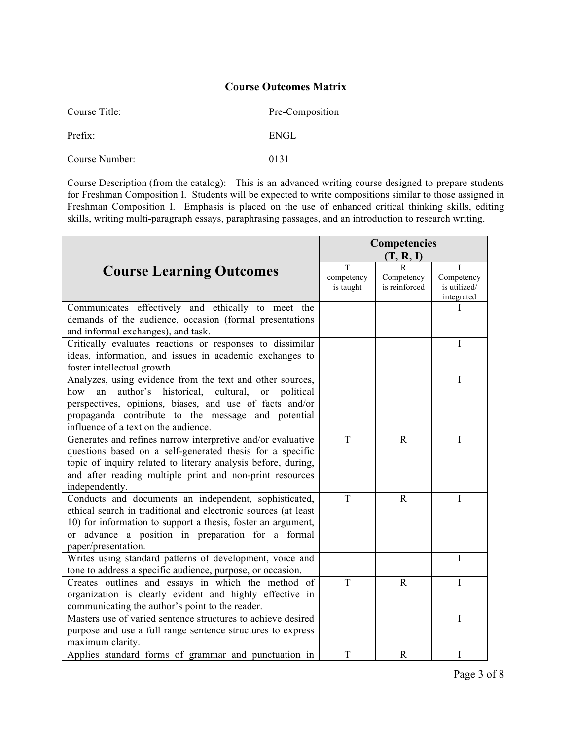## Course Outcomes Matrix

Course Title: Pre-Composition

Prefix: ENGL

Course Number: 0131

Course Description (from the catalog): This is an advanced writing course designed to prepare students for Freshman Composition I. Students will be expected to write compositions similar to those assigned in Freshman Composition I. Emphasis is placed on the use of enhanced critical thinking skills, editing skills, writing multi-paragraph essays, paraphrasing passages, and an introduction to research writing.

| Course Learning Outcomes | Competencies (T, R, I) | | |
|---|---|---|---|
| | T competency is taught | R Competency is reinforced | I Competency is utilized/ integrated |
| Communicates effectively and ethically to meet the demands of the audience, occasion (formal presentations and informal exchanges), and task. | | | I |
| Critically evaluates reactions or responses to dissimilar ideas, information, and issues in academic exchanges to foster intellectual growth. | | | I |
| Analyzes, using evidence from the text and other sources, how an author's historical, cultural, or political perspectives, opinions, biases, and use of facts and/or propaganda contribute to the message and potential influence of a text on the audience. | | | I |
| Generates and refines narrow interpretive and/or evaluative questions based on a self-generated thesis for a specific topic of inquiry related to literary analysis before, during, and after reading multiple print and non-print resources independently. | T | R | I |
| Conducts and documents an independent, sophisticated, ethical search in traditional and electronic sources (at least 10) for information to support a thesis, foster an argument, or advance a position in preparation for a formal paper/presentation. | T | R | I |
| Writes using standard patterns of development, voice and tone to address a specific audience, purpose, or occasion. | | | I |
| Creates outlines and essays in which the method of organization is clearly evident and highly effective in communicating the author's point to the reader. | T | R | I |
| Masters use of varied sentence structures to achieve desired purpose and use a full range sentence structures to express maximum clarity. | | | I |
| Applies standard forms of grammar and punctuation in | T | R | I |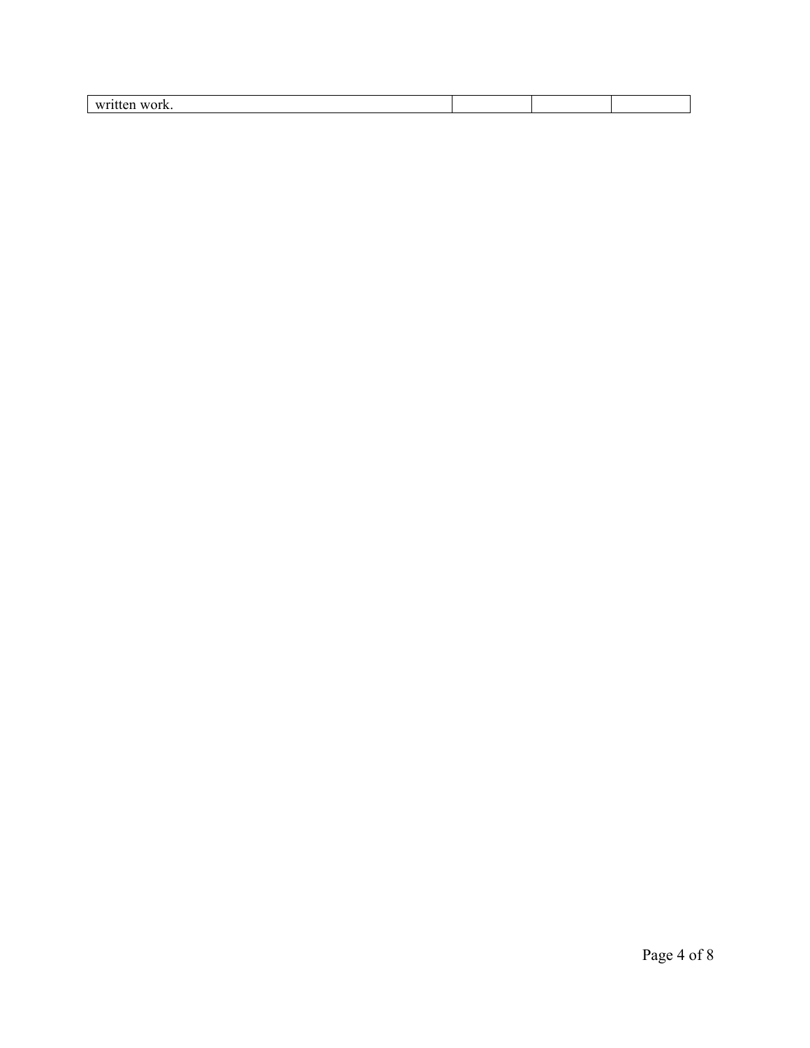| written work. | | | |
|---|---|---|---|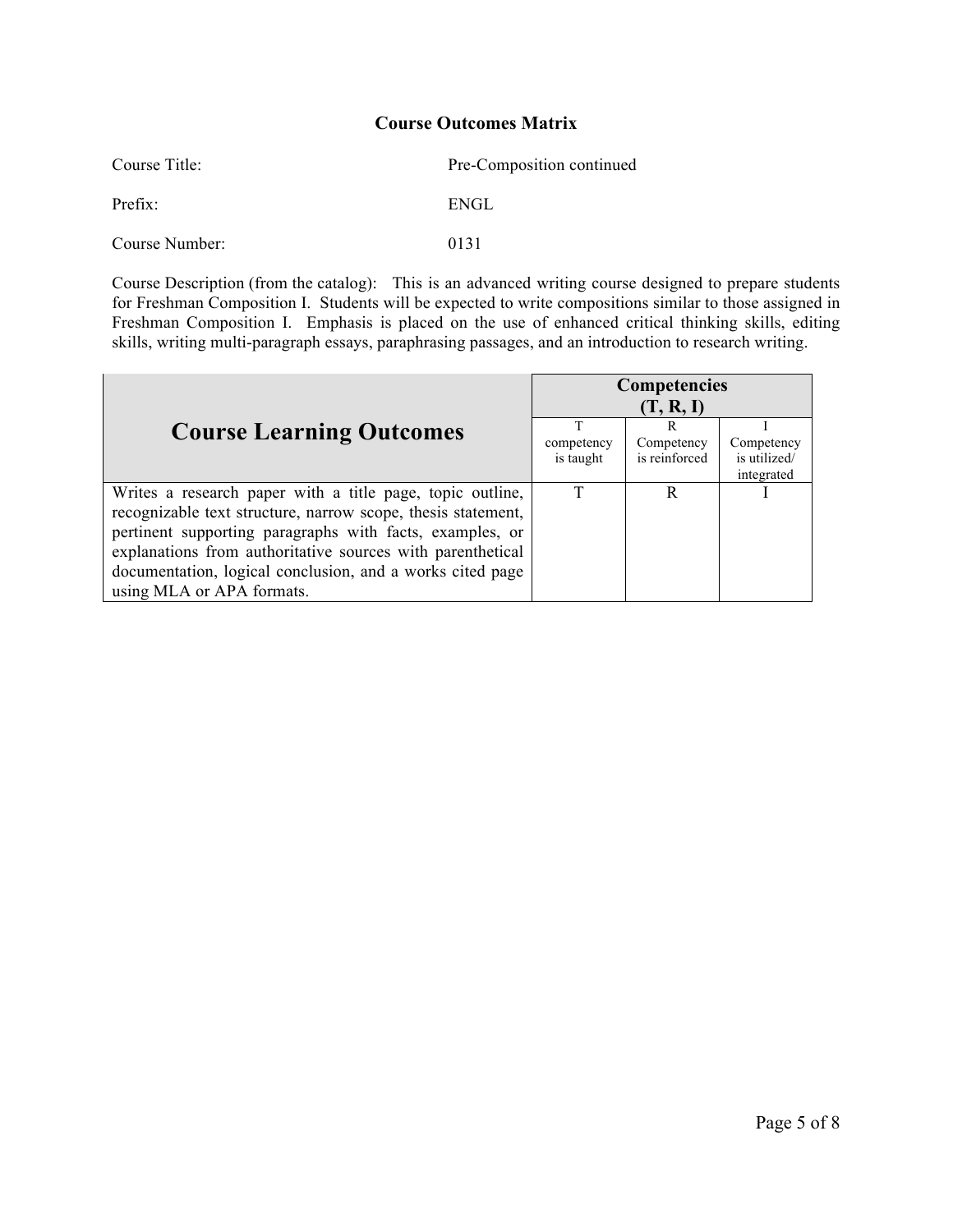## Course Outcomes Matrix

Course Title: Pre-Composition continued

Prefix: ENGL

Course Number: 0131

Course Description (from the catalog): This is an advanced writing course designed to prepare students for Freshman Composition I. Students will be expected to write compositions similar to those assigned in Freshman Composition I. Emphasis is placed on the use of enhanced critical thinking skills, editing skills, writing multi-paragraph essays, paraphrasing passages, and an introduction to research writing.

| Course Learning Outcomes | Competencies (T, R, I) | | |
|---|---|---|---|
| | T competency is taught | R Competency is reinforced | I Competency is utilized/ integrated |
| Writes a research paper with a title page, topic outline, recognizable text structure, narrow scope, thesis statement, pertinent supporting paragraphs with facts, examples, or explanations from authoritative sources with parenthetical documentation, logical conclusion, and a works cited page using MLA or APA formats. | T | R | I |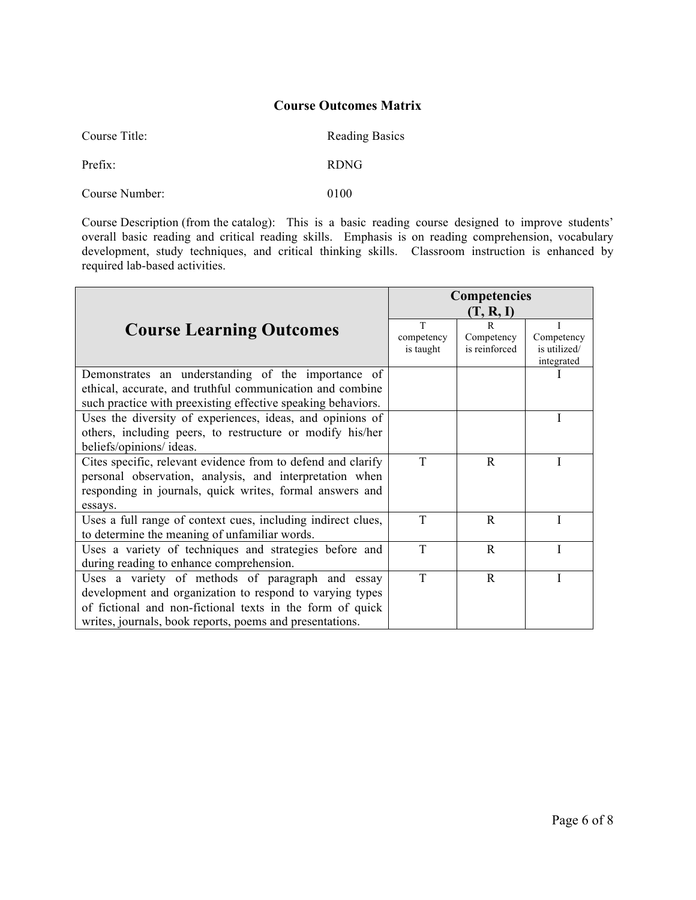## Course Outcomes Matrix

Course Title: Reading Basics

Prefix: RDNG

Course Number: 0100

Course Description (from the catalog): This is a basic reading course designed to improve students' overall basic reading and critical reading skills. Emphasis is on reading comprehension, vocabulary development, study techniques, and critical thinking skills. Classroom instruction is enhanced by required lab-based activities.

| Course Learning Outcomes | Competencies (T, R, I) | | |
|---|---|---|---|
| | T competency is taught | R Competency is reinforced | I Competency is utilized/ integrated |
| Demonstrates an understanding of the importance of ethical, accurate, and truthful communication and combine such practice with preexisting effective speaking behaviors. | | | I |
| Uses the diversity of experiences, ideas, and opinions of others, including peers, to restructure or modify his/her beliefs/opinions/ ideas. | | | I |
| Cites specific, relevant evidence from to defend and clarify personal observation, analysis, and interpretation when responding in journals, quick writes, formal answers and essays. | T | R | I |
| Uses a full range of context cues, including indirect clues, to determine the meaning of unfamiliar words. | T | R | I |
| Uses a variety of techniques and strategies before and during reading to enhance comprehension. | T | R | I |
| Uses a variety of methods of paragraph and essay development and organization to respond to varying types of fictional and non-fictional texts in the form of quick writes, journals, book reports, poems and presentations. | T | R | I |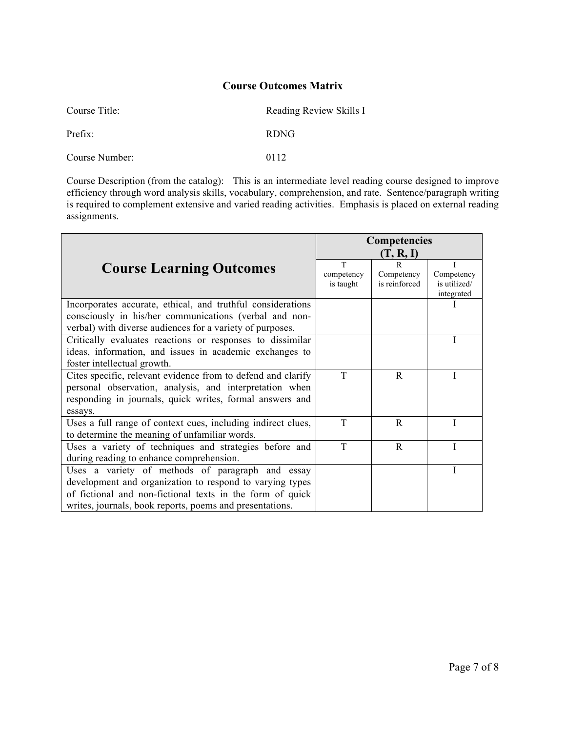## Course Outcomes Matrix

Course Title: Reading Review Skills I

Prefix: RDNG

Course Number: 0112

Course Description (from the catalog): This is an intermediate level reading course designed to improve efficiency through word analysis skills, vocabulary, comprehension, and rate. Sentence/paragraph writing is required to complement extensive and varied reading activities. Emphasis is placed on external reading assignments.

| Course Learning Outcomes | Competencies (T, R, I) | | |
|---|---|---|---|
| | T competency is taught | R Competency is reinforced | I Competency is utilized/ integrated |
| Incorporates accurate, ethical, and truthful considerations consciously in his/her communications (verbal and non-verbal) with diverse audiences for a variety of purposes. | | | I |
| Critically evaluates reactions or responses to dissimilar ideas, information, and issues in academic exchanges to foster intellectual growth. | | | I |
| Cites specific, relevant evidence from to defend and clarify personal observation, analysis, and interpretation when responding in journals, quick writes, formal answers and essays. | T | R | I |
| Uses a full range of context cues, including indirect clues, to determine the meaning of unfamiliar words. | T | R | I |
| Uses a variety of techniques and strategies before and during reading to enhance comprehension. | T | R | I |
| Uses a variety of methods of paragraph and essay development and organization to respond to varying types of fictional and non-fictional texts in the form of quick writes, journals, book reports, poems and presentations. | | | I |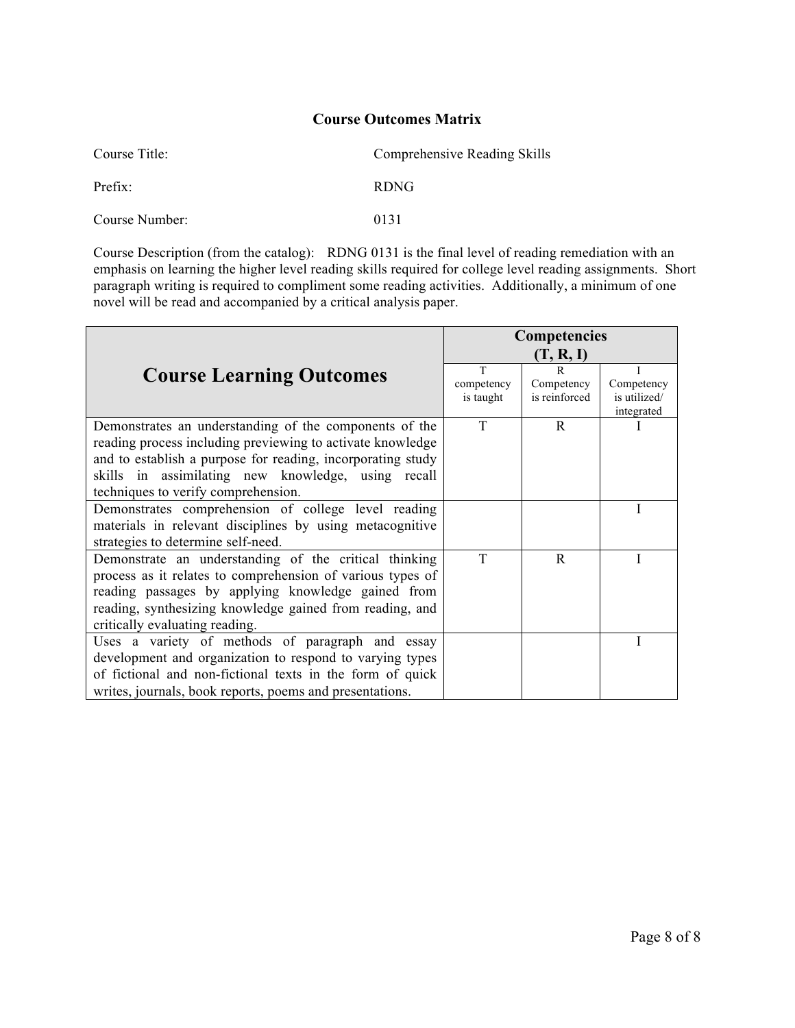## Course Outcomes Matrix

Course Title: Comprehensive Reading Skills

Prefix: RDNG

Course Number: 0131

Course Description (from the catalog): RDNG 0131 is the final level of reading remediation with an emphasis on learning the higher level reading skills required for college level reading assignments. Short paragraph writing is required to compliment some reading activities. Additionally, a minimum of one novel will be read and accompanied by a critical analysis paper.

| Course Learning Outcomes | Competencies (T, R, I) | | |
|---|---|---|---|
| | T competency is taught | R Competency is reinforced | I Competency is utilized/ integrated |
| Demonstrates an understanding of the components of the reading process including previewing to activate knowledge and to establish a purpose for reading, incorporating study skills in assimilating new knowledge, using recall techniques to verify comprehension. | T | R | I |
| Demonstrates comprehension of college level reading materials in relevant disciplines by using metacognitive strategies to determine self-need. | | | I |
| Demonstrate an understanding of the critical thinking process as it relates to comprehension of various types of reading passages by applying knowledge gained from reading, synthesizing knowledge gained from reading, and critically evaluating reading. | T | R | I |
| Uses a variety of methods of paragraph and essay development and organization to respond to varying types of fictional and non-fictional texts in the form of quick writes, journals, book reports, poems and presentations. | | | I |